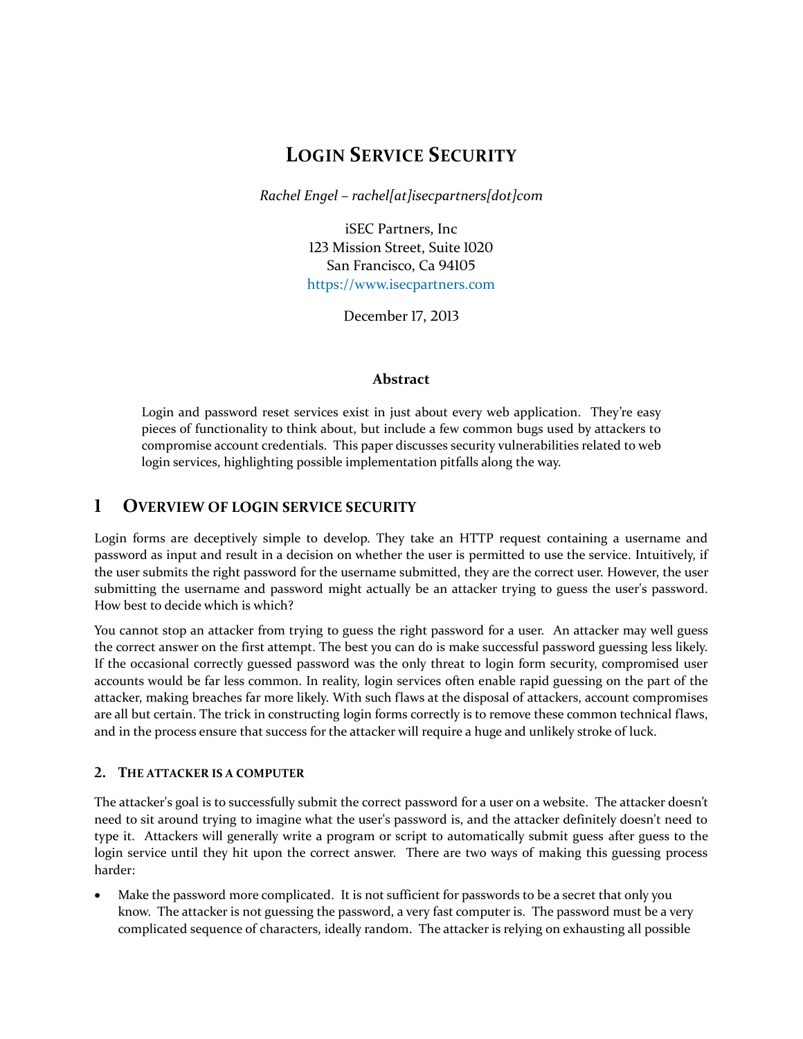# Login Service Security

*Rachel Engel – rachel[at]isecpartners[dot]com*

iSEC Partners, Inc
123 Mission Street, Suite 1020
San Francisco, Ca 94105
https://www.isecpartners.com

December 17, 2013

### Abstract

Login and password reset services exist in just about every web application. They're easy pieces of functionality to think about, but include a few common bugs used by attackers to compromise account credentials. This paper discusses security vulnerabilities related to web login services, highlighting possible implementation pitfalls along the way.

## 1 Overview of login service security

Login forms are deceptively simple to develop. They take an HTTP request containing a username and password as input and result in a decision on whether the user is permitted to use the service. Intuitively, if the user submits the right password for the username submitted, they are the correct user. However, the user submitting the username and password might actually be an attacker trying to guess the user's password. How best to decide which is which?

You cannot stop an attacker from trying to guess the right password for a user. An attacker may well guess the correct answer on the first attempt. The best you can do is make successful password guessing less likely. If the occasional correctly guessed password was the only threat to login form security, compromised user accounts would be far less common. In reality, login services often enable rapid guessing on the part of the attacker, making breaches far more likely. With such flaws at the disposal of attackers, account compromises are all but certain. The trick in constructing login forms correctly is to remove these common technical flaws, and in the process ensure that success for the attacker will require a huge and unlikely stroke of luck.

### 2. The attacker is a computer

The attacker's goal is to successfully submit the correct password for a user on a website. The attacker doesn't need to sit around trying to imagine what the user's password is, and the attacker definitely doesn't need to type it. Attackers will generally write a program or script to automatically submit guess after guess to the login service until they hit upon the correct answer. There are two ways of making this guessing process harder:

- Make the password more complicated. It is not sufficient for passwords to be a secret that only you know. The attacker is not guessing the password, a very fast computer is. The password must be a very complicated sequence of characters, ideally random. The attacker is relying on exhausting all possible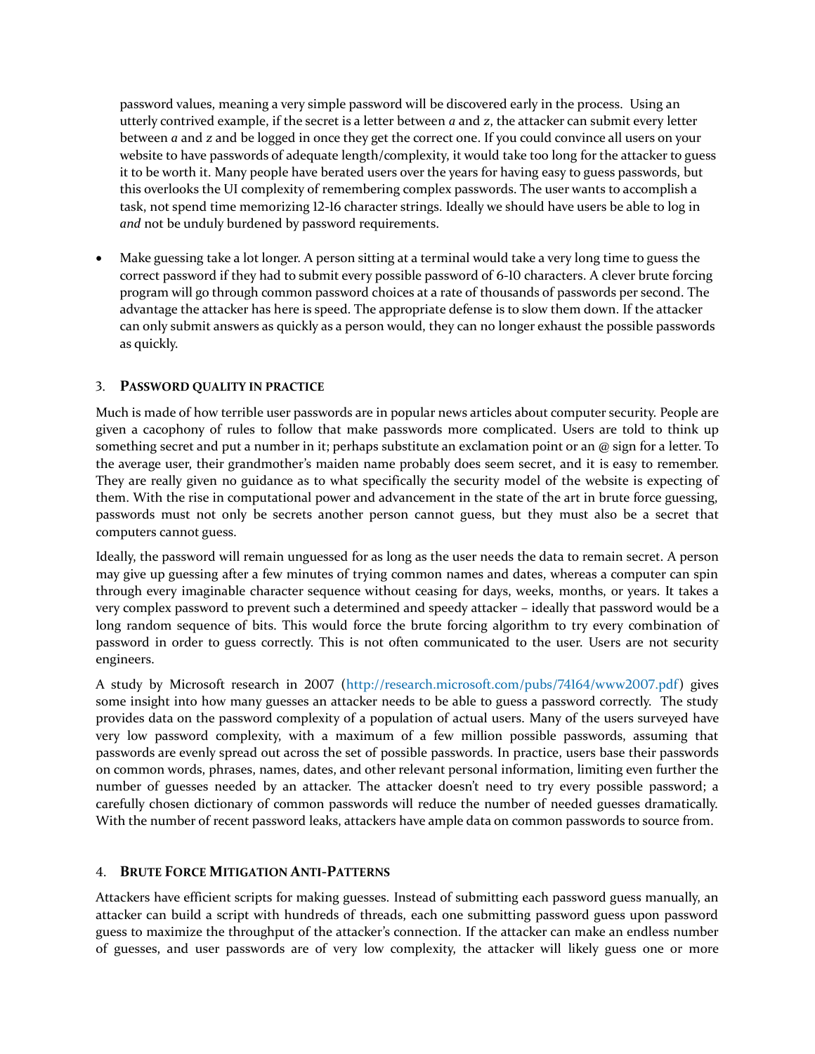password values, meaning a very simple password will be discovered early in the process. Using an utterly contrived example, if the secret is a letter between *a* and *z*, the attacker can submit every letter between *a* and *z* and be logged in once they get the correct one. If you could convince all users on your website to have passwords of adequate length/complexity, it would take too long for the attacker to guess it to be worth it. Many people have berated users over the years for having easy to guess passwords, but this overlooks the UI complexity of remembering complex passwords. The user wants to accomplish a task, not spend time memorizing 12-16 character strings. Ideally we should have users be able to log in *and* not be unduly burdened by password requirements.

- Make guessing take a lot longer. A person sitting at a terminal would take a very long time to guess the correct password if they had to submit every possible password of 6-10 characters. A clever brute forcing program will go through common password choices at a rate of thousands of passwords per second. The advantage the attacker has here is speed. The appropriate defense is to slow them down. If the attacker can only submit answers as quickly as a person would, they can no longer exhaust the possible passwords as quickly.

## 3. PASSWORD QUALITY IN PRACTICE

Much is made of how terrible user passwords are in popular news articles about computer security. People are given a cacophony of rules to follow that make passwords more complicated. Users are told to think up something secret and put a number in it; perhaps substitute an exclamation point or an @ sign for a letter. To the average user, their grandmother's maiden name probably does seem secret, and it is easy to remember. They are really given no guidance as to what specifically the security model of the website is expecting of them. With the rise in computational power and advancement in the state of the art in brute force guessing, passwords must not only be secrets another person cannot guess, but they must also be a secret that computers cannot guess.

Ideally, the password will remain unguessed for as long as the user needs the data to remain secret. A person may give up guessing after a few minutes of trying common names and dates, whereas a computer can spin through every imaginable character sequence without ceasing for days, weeks, months, or years. It takes a very complex password to prevent such a determined and speedy attacker – ideally that password would be a long random sequence of bits. This would force the brute forcing algorithm to try every combination of password in order to guess correctly. This is not often communicated to the user. Users are not security engineers.

A study by Microsoft research in 2007 (http://research.microsoft.com/pubs/74164/www2007.pdf) gives some insight into how many guesses an attacker needs to be able to guess a password correctly. The study provides data on the password complexity of a population of actual users. Many of the users surveyed have very low password complexity, with a maximum of a few million possible passwords, assuming that passwords are evenly spread out across the set of possible passwords. In practice, users base their passwords on common words, phrases, names, dates, and other relevant personal information, limiting even further the number of guesses needed by an attacker. The attacker doesn't need to try every possible password; a carefully chosen dictionary of common passwords will reduce the number of needed guesses dramatically. With the number of recent password leaks, attackers have ample data on common passwords to source from.

## 4. BRUTE FORCE MITIGATION ANTI-PATTERNS

Attackers have efficient scripts for making guesses. Instead of submitting each password guess manually, an attacker can build a script with hundreds of threads, each one submitting password guess upon password guess to maximize the throughput of the attacker's connection. If the attacker can make an endless number of guesses, and user passwords are of very low complexity, the attacker will likely guess one or more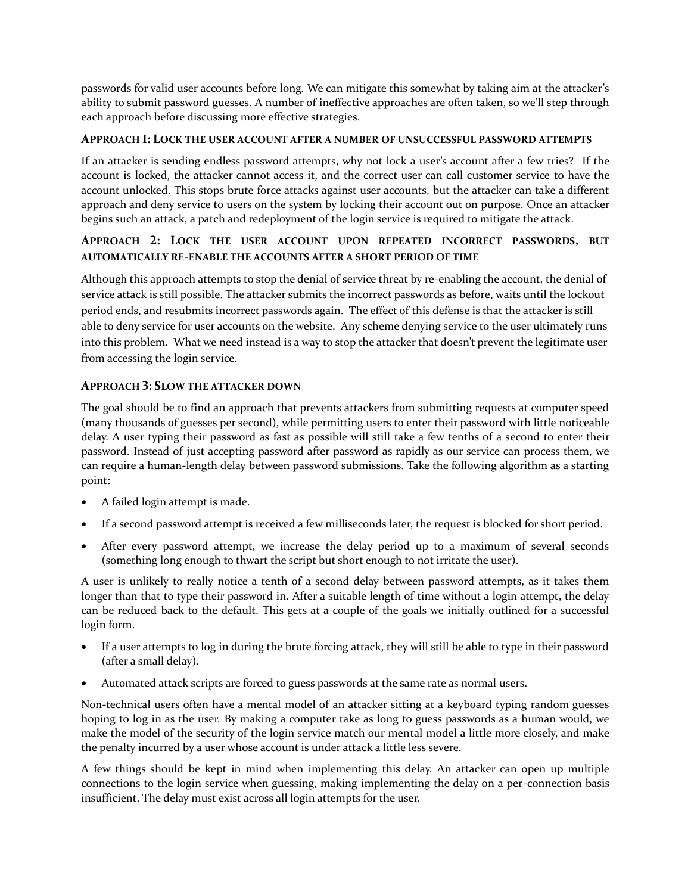passwords for valid user accounts before long. We can mitigate this somewhat by taking aim at the attacker's ability to submit password guesses. A number of ineffective approaches are often taken, so we'll step through each approach before discussing more effective strategies.

#### APPROACH 1: LOCK THE USER ACCOUNT AFTER A NUMBER OF UNSUCCESSFUL PASSWORD ATTEMPTS

If an attacker is sending endless password attempts, why not lock a user's account after a few tries? If the account is locked, the attacker cannot access it, and the correct user can call customer service to have the account unlocked. This stops brute force attacks against user accounts, but the attacker can take a different approach and deny service to users on the system by locking their account out on purpose. Once an attacker begins such an attack, a patch and redeployment of the login service is required to mitigate the attack.

#### APPROACH 2: LOCK THE USER ACCOUNT UPON REPEATED INCORRECT PASSWORDS, BUT AUTOMATICALLY RE-ENABLE THE ACCOUNTS AFTER A SHORT PERIOD OF TIME

Although this approach attempts to stop the denial of service threat by re-enabling the account, the denial of service attack is still possible. The attacker submits the incorrect passwords as before, waits until the lockout period ends, and resubmits incorrect passwords again. The effect of this defense is that the attacker is still able to deny service for user accounts on the website. Any scheme denying service to the user ultimately runs into this problem. What we need instead is a way to stop the attacker that doesn't prevent the legitimate user from accessing the login service.

#### APPROACH 3: SLOW THE ATTACKER DOWN

The goal should be to find an approach that prevents attackers from submitting requests at computer speed (many thousands of guesses per second), while permitting users to enter their password with little noticeable delay. A user typing their password as fast as possible will still take a few tenths of a second to enter their password. Instead of just accepting password after password as rapidly as our service can process them, we can require a human-length delay between password submissions. Take the following algorithm as a starting point:

- A failed login attempt is made.
- If a second password attempt is received a few milliseconds later, the request is blocked for short period.
- After every password attempt, we increase the delay period up to a maximum of several seconds (something long enough to thwart the script but short enough to not irritate the user).

A user is unlikely to really notice a tenth of a second delay between password attempts, as it takes them longer than that to type their password in. After a suitable length of time without a login attempt, the delay can be reduced back to the default. This gets at a couple of the goals we initially outlined for a successful login form.

- If a user attempts to log in during the brute forcing attack, they will still be able to type in their password (after a small delay).
- Automated attack scripts are forced to guess passwords at the same rate as normal users.

Non-technical users often have a mental model of an attacker sitting at a keyboard typing random guesses hoping to log in as the user. By making a computer take as long to guess passwords as a human would, we make the model of the security of the login service match our mental model a little more closely, and make the penalty incurred by a user whose account is under attack a little less severe.

A few things should be kept in mind when implementing this delay. An attacker can open up multiple connections to the login service when guessing, making implementing the delay on a per-connection basis insufficient. The delay must exist across all login attempts for the user.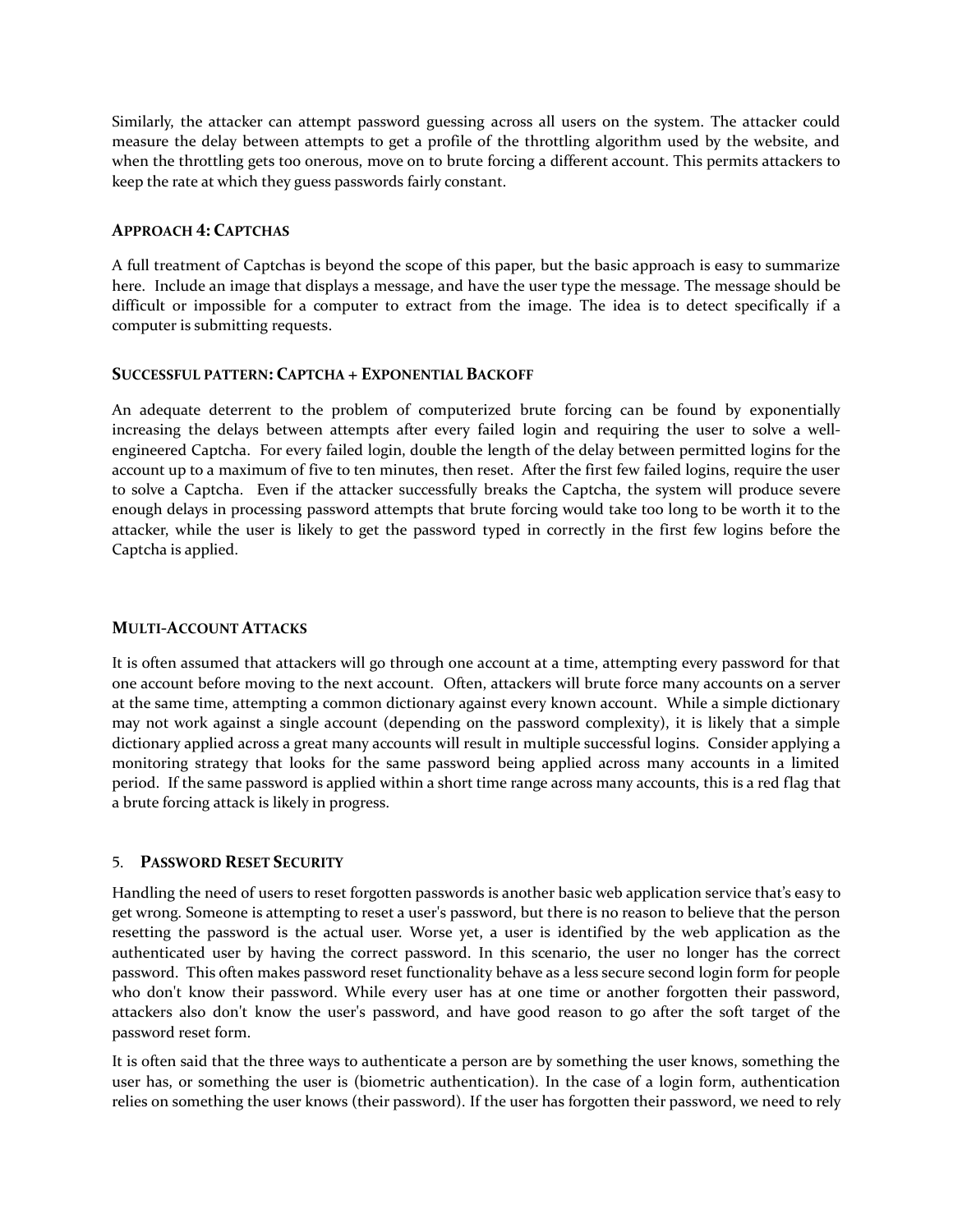Similarly, the attacker can attempt password guessing across all users on the system. The attacker could measure the delay between attempts to get a profile of the throttling algorithm used by the website, and when the throttling gets too onerous, move on to brute forcing a different account. This permits attackers to keep the rate at which they guess passwords fairly constant.

#### APPROACH 4: CAPTCHAS

A full treatment of Captchas is beyond the scope of this paper, but the basic approach is easy to summarize here. Include an image that displays a message, and have the user type the message. The message should be difficult or impossible for a computer to extract from the image. The idea is to detect specifically if a computer is submitting requests.

#### SUCCESSFUL PATTERN: CAPTCHA + EXPONENTIAL BACKOFF

An adequate deterrent to the problem of computerized brute forcing can be found by exponentially increasing the delays between attempts after every failed login and requiring the user to solve a well-engineered Captcha. For every failed login, double the length of the delay between permitted logins for the account up to a maximum of five to ten minutes, then reset. After the first few failed logins, require the user to solve a Captcha. Even if the attacker successfully breaks the Captcha, the system will produce severe enough delays in processing password attempts that brute forcing would take too long to be worth it to the attacker, while the user is likely to get the password typed in correctly in the first few logins before the Captcha is applied.

#### MULTI-ACCOUNT ATTACKS

It is often assumed that attackers will go through one account at a time, attempting every password for that one account before moving to the next account. Often, attackers will brute force many accounts on a server at the same time, attempting a common dictionary against every known account. While a simple dictionary may not work against a single account (depending on the password complexity), it is likely that a simple dictionary applied across a great many accounts will result in multiple successful logins. Consider applying a monitoring strategy that looks for the same password being applied across many accounts in a limited period. If the same password is applied within a short time range across many accounts, this is a red flag that a brute forcing attack is likely in progress.

### 5. PASSWORD RESET SECURITY

Handling the need of users to reset forgotten passwords is another basic web application service that's easy to get wrong. Someone is attempting to reset a user's password, but there is no reason to believe that the person resetting the password is the actual user. Worse yet, a user is identified by the web application as the authenticated user by having the correct password. In this scenario, the user no longer has the correct password. This often makes password reset functionality behave as a less secure second login form for people who don't know their password. While every user has at one time or another forgotten their password, attackers also don't know the user's password, and have good reason to go after the soft target of the password reset form.

It is often said that the three ways to authenticate a person are by something the user knows, something the user has, or something the user is (biometric authentication). In the case of a login form, authentication relies on something the user knows (their password). If the user has forgotten their password, we need to rely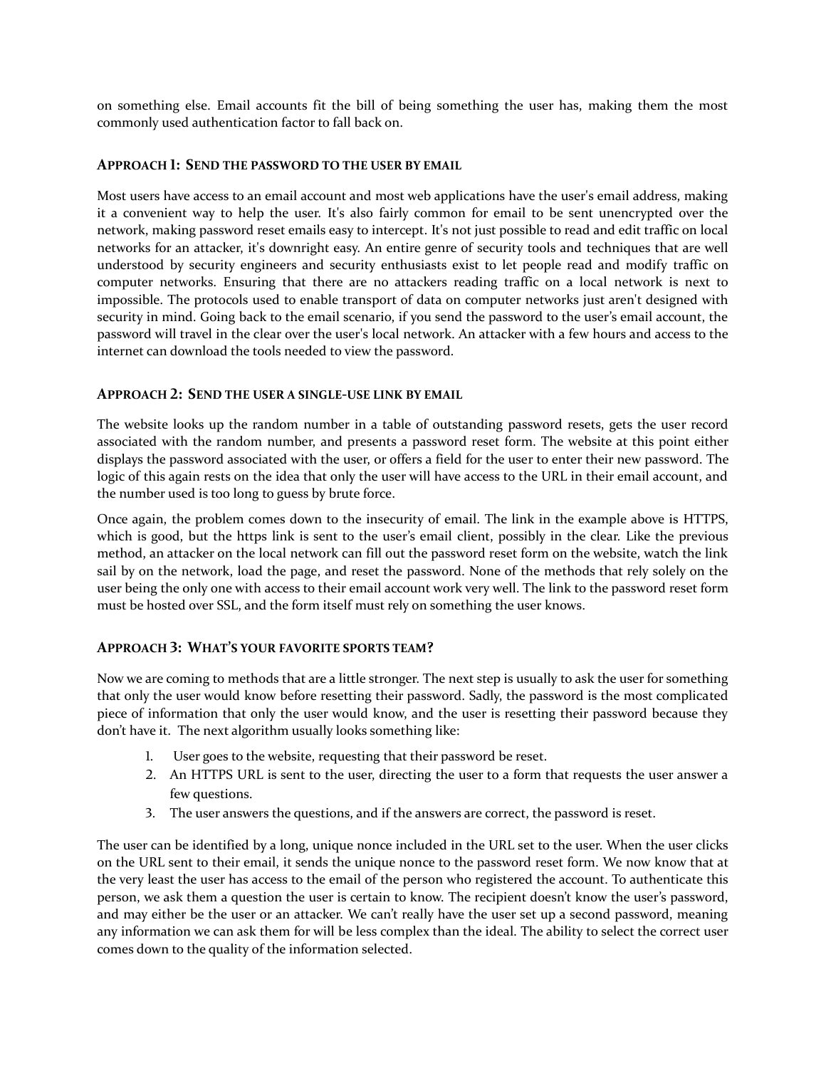on something else. Email accounts fit the bill of being something the user has, making them the most commonly used authentication factor to fall back on.

### Approach 1: Send the password to the user by email

Most users have access to an email account and most web applications have the user's email address, making it a convenient way to help the user. It's also fairly common for email to be sent unencrypted over the network, making password reset emails easy to intercept. It's not just possible to read and edit traffic on local networks for an attacker, it's downright easy. An entire genre of security tools and techniques that are well understood by security engineers and security enthusiasts exist to let people read and modify traffic on computer networks. Ensuring that there are no attackers reading traffic on a local network is next to impossible. The protocols used to enable transport of data on computer networks just aren't designed with security in mind. Going back to the email scenario, if you send the password to the user's email account, the password will travel in the clear over the user's local network. An attacker with a few hours and access to the internet can download the tools needed to view the password.

### Approach 2: Send the user a single-use link by email

The website looks up the random number in a table of outstanding password resets, gets the user record associated with the random number, and presents a password reset form. The website at this point either displays the password associated with the user, or offers a field for the user to enter their new password. The logic of this again rests on the idea that only the user will have access to the URL in their email account, and the number used is too long to guess by brute force.

Once again, the problem comes down to the insecurity of email. The link in the example above is HTTPS, which is good, but the https link is sent to the user's email client, possibly in the clear. Like the previous method, an attacker on the local network can fill out the password reset form on the website, watch the link sail by on the network, load the page, and reset the password. None of the methods that rely solely on the user being the only one with access to their email account work very well. The link to the password reset form must be hosted over SSL, and the form itself must rely on something the user knows.

### Approach 3: What's your favorite sports team?

Now we are coming to methods that are a little stronger. The next step is usually to ask the user for something that only the user would know before resetting their password. Sadly, the password is the most complicated piece of information that only the user would know, and the user is resetting their password because they don't have it. The next algorithm usually looks something like:

1. User goes to the website, requesting that their password be reset.
2. An HTTPS URL is sent to the user, directing the user to a form that requests the user answer a few questions.
3. The user answers the questions, and if the answers are correct, the password is reset.

The user can be identified by a long, unique nonce included in the URL set to the user. When the user clicks on the URL sent to their email, it sends the unique nonce to the password reset form. We now know that at the very least the user has access to the email of the person who registered the account. To authenticate this person, we ask them a question the user is certain to know. The recipient doesn't know the user's password, and may either be the user or an attacker. We can't really have the user set up a second password, meaning any information we can ask them for will be less complex than the ideal. The ability to select the correct user comes down to the quality of the information selected.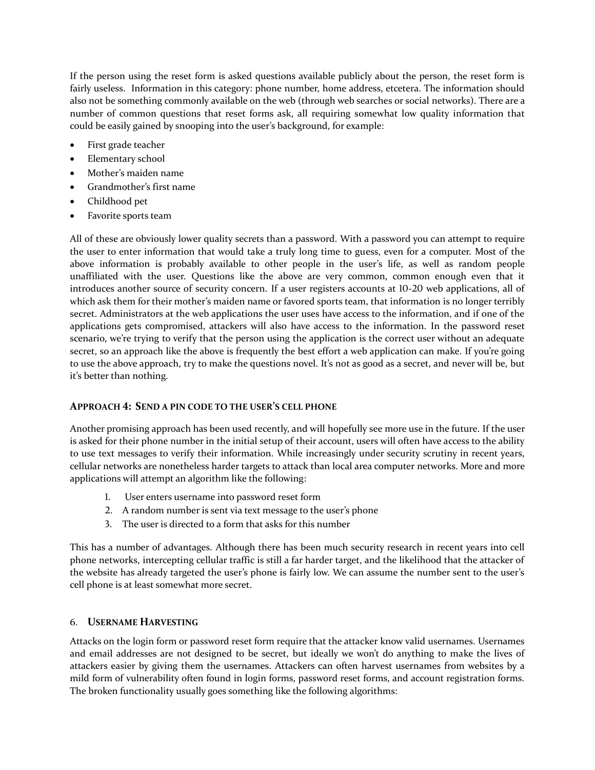If the person using the reset form is asked questions available publicly about the person, the reset form is fairly useless. Information in this category: phone number, home address, etcetera. The information should also not be something commonly available on the web (through web searches or social networks). There are a number of common questions that reset forms ask, all requiring somewhat low quality information that could be easily gained by snooping into the user's background, for example:

- First grade teacher
- Elementary school
- Mother's maiden name
- Grandmother's first name
- Childhood pet
- Favorite sports team

All of these are obviously lower quality secrets than a password. With a password you can attempt to require the user to enter information that would take a truly long time to guess, even for a computer. Most of the above information is probably available to other people in the user's life, as well as random people unaffiliated with the user. Questions like the above are very common, common enough even that it introduces another source of security concern. If a user registers accounts at 10-20 web applications, all of which ask them for their mother's maiden name or favored sports team, that information is no longer terribly secret. Administrators at the web applications the user uses have access to the information, and if one of the applications gets compromised, attackers will also have access to the information. In the password reset scenario, we're trying to verify that the person using the application is the correct user without an adequate secret, so an approach like the above is frequently the best effort a web application can make. If you're going to use the above approach, try to make the questions novel. It's not as good as a secret, and never will be, but it's better than nothing.

### APPROACH 4: SEND A PIN CODE TO THE USER'S CELL PHONE

Another promising approach has been used recently, and will hopefully see more use in the future. If the user is asked for their phone number in the initial setup of their account, users will often have access to the ability to use text messages to verify their information. While increasingly under security scrutiny in recent years, cellular networks are nonetheless harder targets to attack than local area computer networks. More and more applications will attempt an algorithm like the following:

1. User enters username into password reset form
2. A random number is sent via text message to the user's phone
3. The user is directed to a form that asks for this number

This has a number of advantages. Although there has been much security research in recent years into cell phone networks, intercepting cellular traffic is still a far harder target, and the likelihood that the attacker of the website has already targeted the user's phone is fairly low. We can assume the number sent to the user's cell phone is at least somewhat more secret.

## 6. USERNAME HARVESTING

Attacks on the login form or password reset form require that the attacker know valid usernames. Usernames and email addresses are not designed to be secret, but ideally we won't do anything to make the lives of attackers easier by giving them the usernames. Attackers can often harvest usernames from websites by a mild form of vulnerability often found in login forms, password reset forms, and account registration forms. The broken functionality usually goes something like the following algorithms: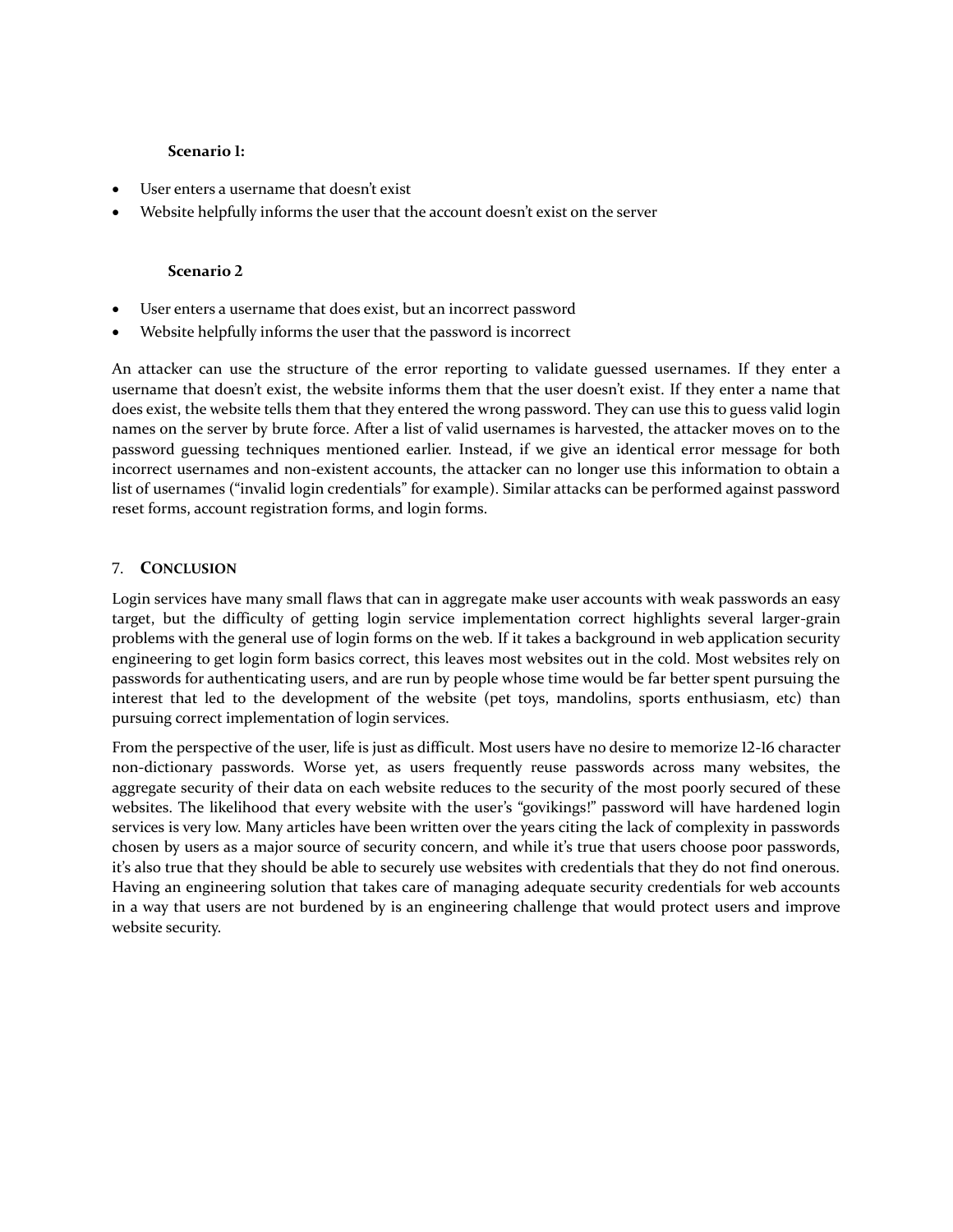**Scenario 1:**

- User enters a username that doesn't exist
- Website helpfully informs the user that the account doesn't exist on the server

**Scenario 2**

- User enters a username that does exist, but an incorrect password
- Website helpfully informs the user that the password is incorrect

An attacker can use the structure of the error reporting to validate guessed usernames. If they enter a username that doesn't exist, the website informs them that the user doesn't exist. If they enter a name that does exist, the website tells them that they entered the wrong password. They can use this to guess valid login names on the server by brute force. After a list of valid usernames is harvested, the attacker moves on to the password guessing techniques mentioned earlier. Instead, if we give an identical error message for both incorrect usernames and non-existent accounts, the attacker can no longer use this information to obtain a list of usernames ("invalid login credentials" for example). Similar attacks can be performed against password reset forms, account registration forms, and login forms.

## 7. CONCLUSION

Login services have many small flaws that can in aggregate make user accounts with weak passwords an easy target, but the difficulty of getting login service implementation correct highlights several larger-grain problems with the general use of login forms on the web. If it takes a background in web application security engineering to get login form basics correct, this leaves most websites out in the cold. Most websites rely on passwords for authenticating users, and are run by people whose time would be far better spent pursuing the interest that led to the development of the website (pet toys, mandolins, sports enthusiasm, etc) than pursuing correct implementation of login services.

From the perspective of the user, life is just as difficult. Most users have no desire to memorize 12-16 character non-dictionary passwords. Worse yet, as users frequently reuse passwords across many websites, the aggregate security of their data on each website reduces to the security of the most poorly secured of these websites. The likelihood that every website with the user's "govikings!" password will have hardened login services is very low. Many articles have been written over the years citing the lack of complexity in passwords chosen by users as a major source of security concern, and while it's true that users choose poor passwords, it's also true that they should be able to securely use websites with credentials that they do not find onerous. Having an engineering solution that takes care of managing adequate security credentials for web accounts in a way that users are not burdened by is an engineering challenge that would protect users and improve website security.